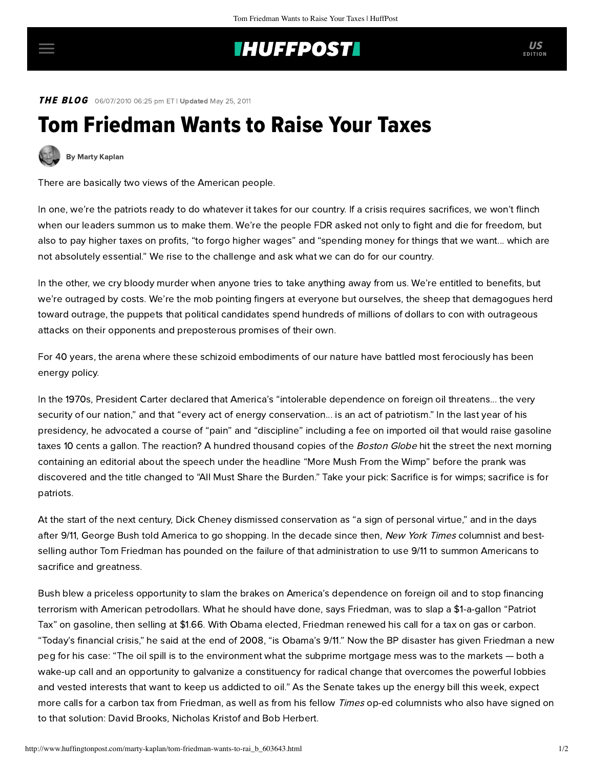**THE BLOG** 06/07/2010 06:25 pm ET | **Updated** May 25, 2011

# Tom Friedman Wants to Raise Your Taxes

By Marty Kaplan

There are basically two views of the American people.

In one, we're the patriots ready to do whatever it takes for our country. If a crisis requires sacrifices, we won't flinch when our leaders summon us to make them. We're the people FDR asked not only to fight and die for freedom, but also to pay higher taxes on profits, "to forgo higher wages" and "spending money for things that we want... which are not absolutely essential." We rise to the challenge and ask what we can do for our country.

In the other, we cry bloody murder when anyone tries to take anything away from us. We're entitled to benefits, but we're outraged by costs. We're the mob pointing fingers at everyone but ourselves, the sheep that demagogues herd toward outrage, the puppets that political candidates spend hundreds of millions of dollars to con with outrageous attacks on their opponents and preposterous promises of their own.

For 40 years, the arena where these schizoid embodiments of our nature have battled most ferociously has been energy policy.

In the 1970s, President Carter declared that America's "intolerable dependence on foreign oil threatens... the very security of our nation," and that "every act of energy conservation... is an act of patriotism." In the last year of his presidency, he advocated a course of "pain" and "discipline" including a fee on imported oil that would raise gasoline taxes 10 cents a gallon. The reaction? A hundred thousand copies of the *Boston Globe* hit the street the next morning containing an editorial about the speech under the headline "More Mush From the Wimp" before the prank was discovered and the title changed to "All Must Share the Burden." Take your pick: Sacrifice is for wimps; sacrifice is for patriots.

At the start of the next century, Dick Cheney dismissed conservation as "a sign of personal virtue," and in the days after 9/11, George Bush told America to go shopping. In the decade since then, *New York Times* columnist and best-selling author Tom Friedman has pounded on the failure of that administration to use 9/11 to summon Americans to sacrifice and greatness.

Bush blew a priceless opportunity to slam the brakes on America's dependence on foreign oil and to stop financing terrorism with American petrodollars. What he should have done, says Friedman, was to slap a $1-a-gallon "Patriot Tax" on gasoline, then selling at $1.66. With Obama elected, Friedman renewed his call for a tax on gas or carbon. "Today's financial crisis," he said at the end of 2008, "is Obama's 9/11." Now the BP disaster has given Friedman a new peg for his case: "The oil spill is to the environment what the subprime mortgage mess was to the markets — both a wake-up call and an opportunity to galvanize a constituency for radical change that overcomes the powerful lobbies and vested interests that want to keep us addicted to oil." As the Senate takes up the energy bill this week, expect more calls for a carbon tax from Friedman, as well as from his fellow *Times* op-ed columnists who also have signed on to that solution: David Brooks, Nicholas Kristof and Bob Herbert.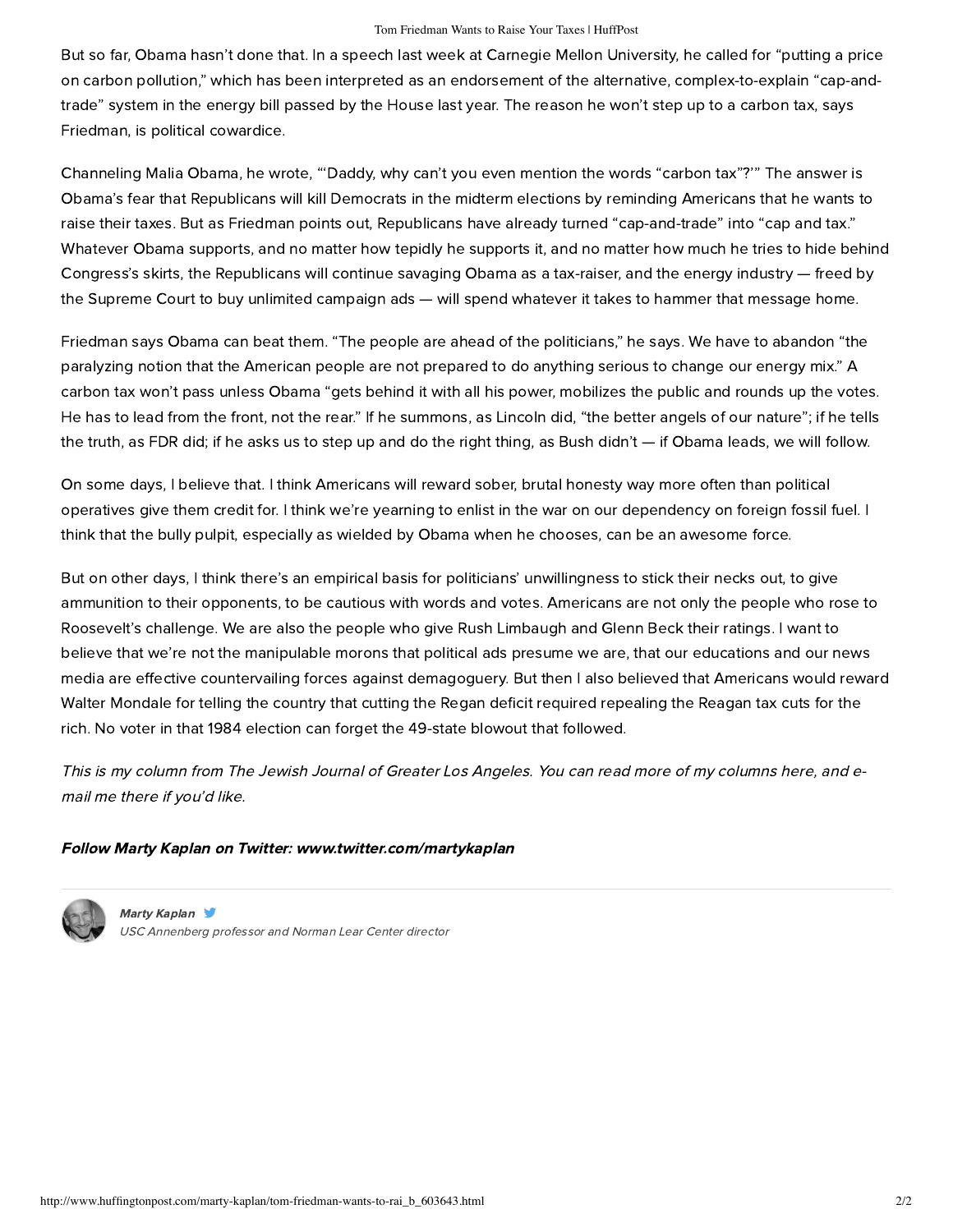But so far, Obama hasn't done that. In a speech last week at Carnegie Mellon University, he called for "putting a price on carbon pollution," which has been interpreted as an endorsement of the alternative, complex-to-explain "cap-and-trade" system in the energy bill passed by the House last year. The reason he won't step up to a carbon tax, says Friedman, is political cowardice.

Channeling Malia Obama, he wrote, "'Daddy, why can't you even mention the words "carbon tax"?'" The answer is Obama's fear that Republicans will kill Democrats in the midterm elections by reminding Americans that he wants to raise their taxes. But as Friedman points out, Republicans have already turned "cap-and-trade" into "cap and tax." Whatever Obama supports, and no matter how tepidly he supports it, and no matter how much he tries to hide behind Congress's skirts, the Republicans will continue savaging Obama as a tax-raiser, and the energy industry — freed by the Supreme Court to buy unlimited campaign ads — will spend whatever it takes to hammer that message home.

Friedman says Obama can beat them. "The people are ahead of the politicians," he says. We have to abandon "the paralyzing notion that the American people are not prepared to do anything serious to change our energy mix." A carbon tax won't pass unless Obama "gets behind it with all his power, mobilizes the public and rounds up the votes. He has to lead from the front, not the rear." If he summons, as Lincoln did, "the better angels of our nature"; if he tells the truth, as FDR did; if he asks us to step up and do the right thing, as Bush didn't — if Obama leads, we will follow.

On some days, I believe that. I think Americans will reward sober, brutal honesty way more often than political operatives give them credit for. I think we're yearning to enlist in the war on our dependency on foreign fossil fuel. I think that the bully pulpit, especially as wielded by Obama when he chooses, can be an awesome force.

But on other days, I think there's an empirical basis for politicians' unwillingness to stick their necks out, to give ammunition to their opponents, to be cautious with words and votes. Americans are not only the people who rose to Roosevelt's challenge. We are also the people who give Rush Limbaugh and Glenn Beck their ratings. I want to believe that we're not the manipulable morons that political ads presume we are, that our educations and our news media are effective countervailing forces against demagoguery. But then I also believed that Americans would reward Walter Mondale for telling the country that cutting the Regan deficit required repealing the Reagan tax cuts for the rich. No voter in that 1984 election can forget the 49-state blowout that followed.

*This is my column from The Jewish Journal of Greater Los Angeles. You can read more of my columns here, and e-mail me there if you'd like.*

***Follow Marty Kaplan on Twitter: www.twitter.com/martykaplan***

***Marty Kaplan***
*USC Annenberg professor and Norman Lear Center director*